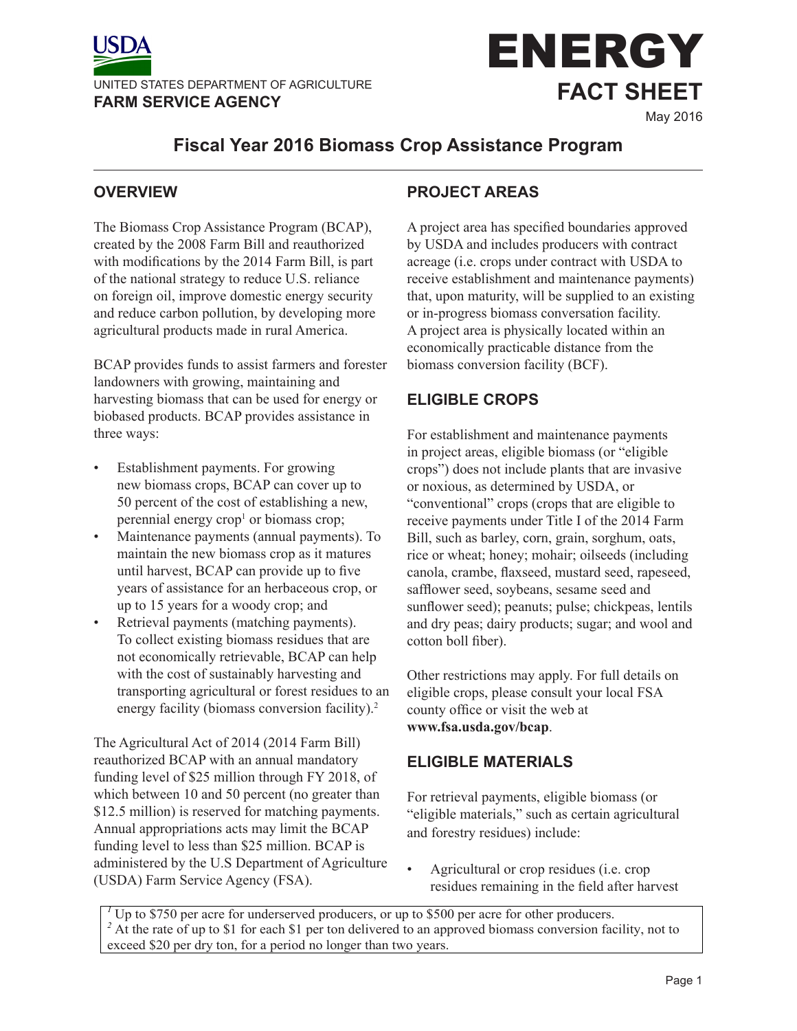UNITED STATES DEPARTMENT OF AGRICULTURE
**FARM SERVICE AGENCY**

# ENERGY
## FACT SHEET

May 2016

## Fiscal Year 2016 Biomass Crop Assistance Program

### OVERVIEW

The Biomass Crop Assistance Program (BCAP), created by the 2008 Farm Bill and reauthorized with modifications by the 2014 Farm Bill, is part of the national strategy to reduce U.S. reliance on foreign oil, improve domestic energy security and reduce carbon pollution, by developing more agricultural products made in rural America.

BCAP provides funds to assist farmers and forester landowners with growing, maintaining and harvesting biomass that can be used for energy or biobased products. BCAP provides assistance in three ways:

- Establishment payments. For growing new biomass crops, BCAP can cover up to 50 percent of the cost of establishing a new, perennial energy crop[1] or biomass crop;
- Maintenance payments (annual payments). To maintain the new biomass crop as it matures until harvest, BCAP can provide up to five years of assistance for an herbaceous crop, or up to 15 years for a woody crop; and
- Retrieval payments (matching payments). To collect existing biomass residues that are not economically retrievable, BCAP can help with the cost of sustainably harvesting and transporting agricultural or forest residues to an energy facility (biomass conversion facility).[2]

The Agricultural Act of 2014 (2014 Farm Bill) reauthorized BCAP with an annual mandatory funding level of $25 million through FY 2018, of which between 10 and 50 percent (no greater than $12.5 million) is reserved for matching payments. Annual appropriations acts may limit the BCAP funding level to less than $25 million. BCAP is administered by the U.S Department of Agriculture (USDA) Farm Service Agency (FSA).

### PROJECT AREAS

A project area has specified boundaries approved by USDA and includes producers with contract acreage (i.e. crops under contract with USDA to receive establishment and maintenance payments) that, upon maturity, will be supplied to an existing or in-progress biomass conversation facility. A project area is physically located within an economically practicable distance from the biomass conversion facility (BCF).

### ELIGIBLE CROPS

For establishment and maintenance payments in project areas, eligible biomass (or "eligible crops") does not include plants that are invasive or noxious, as determined by USDA, or "conventional" crops (crops that are eligible to receive payments under Title I of the 2014 Farm Bill, such as barley, corn, grain, sorghum, oats, rice or wheat; honey; mohair; oilseeds (including canola, crambe, flaxseed, mustard seed, rapeseed, safflower seed, soybeans, sesame seed and sunflower seed); peanuts; pulse; chickpeas, lentils and dry peas; dairy products; sugar; and wool and cotton boll fiber).

Other restrictions may apply. For full details on eligible crops, please consult your local FSA county office or visit the web at **www.fsa.usda.gov/bcap**.

### ELIGIBLE MATERIALS

For retrieval payments, eligible biomass (or "eligible materials," such as certain agricultural and forestry residues) include:

- Agricultural or crop residues (i.e. crop residues remaining in the field after harvest

---

[1] Up to $750 per acre for underserved producers, or up to $500 per acre for other producers.
[2] At the rate of up to $1 for each $1 per ton delivered to an approved biomass conversion facility, not to exceed $20 per dry ton, for a period no longer than two years.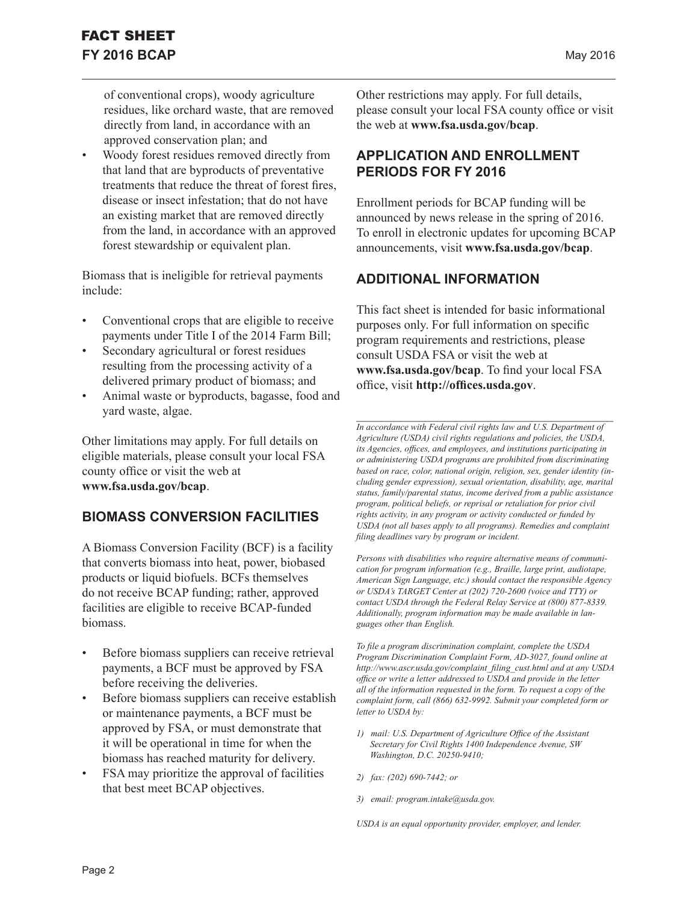of conventional crops), woody agriculture residues, like orchard waste, that are removed directly from land, in accordance with an approved conservation plan; and

- Woody forest residues removed directly from that land that are byproducts of preventative treatments that reduce the threat of forest fires, disease or insect infestation; that do not have an existing market that are removed directly from the land, in accordance with an approved forest stewardship or equivalent plan.

Biomass that is ineligible for retrieval payments include:

- Conventional crops that are eligible to receive payments under Title I of the 2014 Farm Bill;
- Secondary agricultural or forest residues resulting from the processing activity of a delivered primary product of biomass; and
- Animal waste or byproducts, bagasse, food and yard waste, algae.

Other limitations may apply. For full details on eligible materials, please consult your local FSA county office or visit the web at **www.fsa.usda.gov/bcap**.

## BIOMASS CONVERSION FACILITIES

A Biomass Conversion Facility (BCF) is a facility that converts biomass into heat, power, biobased products or liquid biofuels. BCFs themselves do not receive BCAP funding; rather, approved facilities are eligible to receive BCAP-funded biomass.

- Before biomass suppliers can receive retrieval payments, a BCF must be approved by FSA before receiving the deliveries.
- Before biomass suppliers can receive establish or maintenance payments, a BCF must be approved by FSA, or must demonstrate that it will be operational in time for when the biomass has reached maturity for delivery.
- FSA may prioritize the approval of facilities that best meet BCAP objectives.

Other restrictions may apply. For full details, please consult your local FSA county office or visit the web at **www.fsa.usda.gov/bcap**.

## APPLICATION AND ENROLLMENT PERIODS FOR FY 2016

Enrollment periods for BCAP funding will be announced by news release in the spring of 2016. To enroll in electronic updates for upcoming BCAP announcements, visit **www.fsa.usda.gov/bcap**.

## ADDITIONAL INFORMATION

This fact sheet is intended for basic informational purposes only. For full information on specific program requirements and restrictions, please consult USDA FSA or visit the web at **www.fsa.usda.gov/bcap**. To find your local FSA office, visit **http://offices.usda.gov**.

*In accordance with Federal civil rights law and U.S. Department of Agriculture (USDA) civil rights regulations and policies, the USDA, its Agencies, offices, and employees, and institutions participating in or administering USDA programs are prohibited from discriminating based on race, color, national origin, religion, sex, gender identity (including gender expression), sexual orientation, disability, age, marital status, family/parental status, income derived from a public assistance program, political beliefs, or reprisal or retaliation for prior civil rights activity, in any program or activity conducted or funded by USDA (not all bases apply to all programs). Remedies and complaint filing deadlines vary by program or incident.*

*Persons with disabilities who require alternative means of communication for program information (e.g., Braille, large print, audiotape, American Sign Language, etc.) should contact the responsible Agency or USDA's TARGET Center at (202) 720-2600 (voice and TTY) or contact USDA through the Federal Relay Service at (800) 877-8339. Additionally, program information may be made available in languages other than English.*

*To file a program discrimination complaint, complete the USDA Program Discrimination Complaint Form, AD-3027, found online at http://www.ascr.usda.gov/complaint_filing_cust.html and at any USDA office or write a letter addressed to USDA and provide in the letter all of the information requested in the form. To request a copy of the complaint form, call (866) 632-9992. Submit your completed form or letter to USDA by:*

1) *mail: U.S. Department of Agriculture Office of the Assistant Secretary for Civil Rights 1400 Independence Avenue, SW Washington, D.C. 20250-9410;*
2) *fax: (202) 690-7442; or*
3) *email: program.intake@usda.gov.*

*USDA is an equal opportunity provider, employer, and lender.*